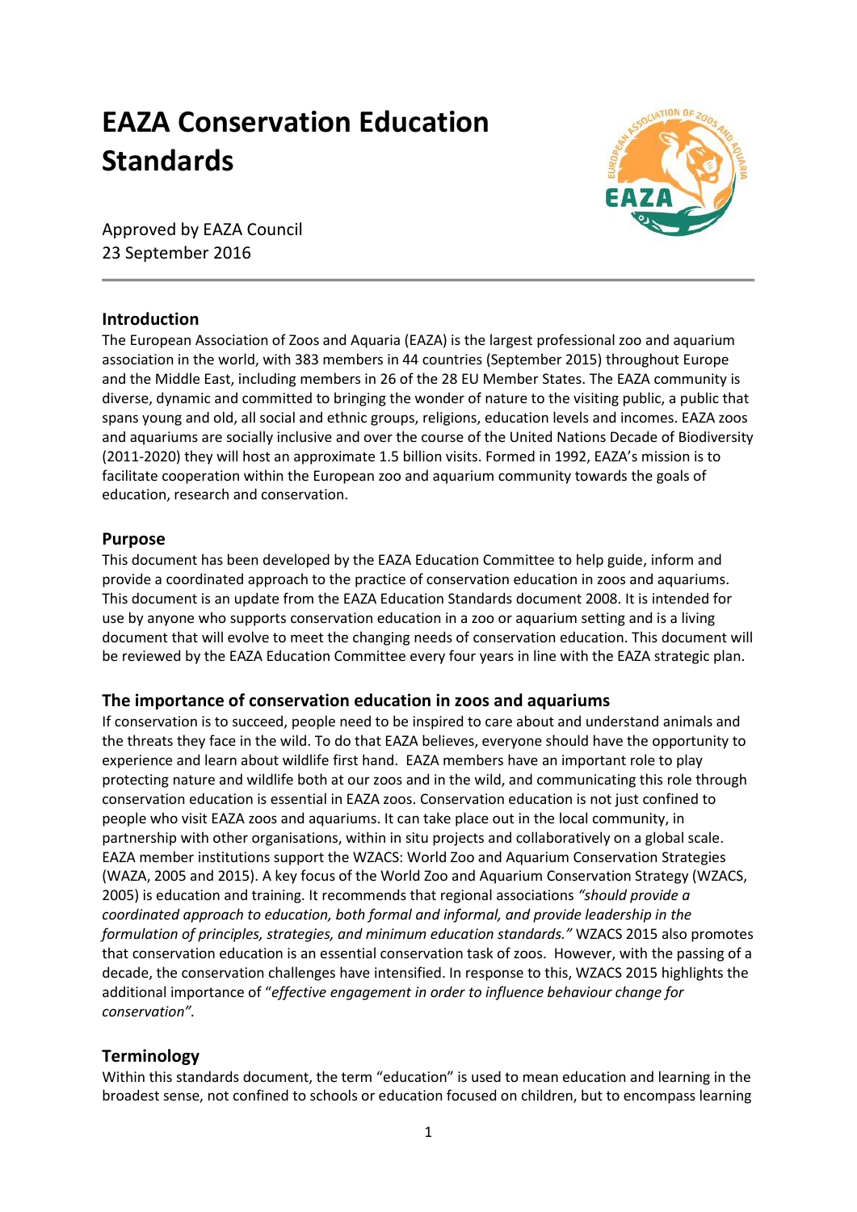# EAZA Conservation Education Standards

Approved by EAZA Council
23 September 2016

## Introduction

The European Association of Zoos and Aquaria (EAZA) is the largest professional zoo and aquarium association in the world, with 383 members in 44 countries (September 2015) throughout Europe and the Middle East, including members in 26 of the 28 EU Member States. The EAZA community is diverse, dynamic and committed to bringing the wonder of nature to the visiting public, a public that spans young and old, all social and ethnic groups, religions, education levels and incomes. EAZA zoos and aquariums are socially inclusive and over the course of the United Nations Decade of Biodiversity (2011-2020) they will host an approximate 1.5 billion visits. Formed in 1992, EAZA's mission is to facilitate cooperation within the European zoo and aquarium community towards the goals of education, research and conservation.

## Purpose

This document has been developed by the EAZA Education Committee to help guide, inform and provide a coordinated approach to the practice of conservation education in zoos and aquariums. This document is an update from the EAZA Education Standards document 2008. It is intended for use by anyone who supports conservation education in a zoo or aquarium setting and is a living document that will evolve to meet the changing needs of conservation education. This document will be reviewed by the EAZA Education Committee every four years in line with the EAZA strategic plan.

## The importance of conservation education in zoos and aquariums

If conservation is to succeed, people need to be inspired to care about and understand animals and the threats they face in the wild. To do that EAZA believes, everyone should have the opportunity to experience and learn about wildlife first hand. EAZA members have an important role to play protecting nature and wildlife both at our zoos and in the wild, and communicating this role through conservation education is essential in EAZA zoos. Conservation education is not just confined to people who visit EAZA zoos and aquariums. It can take place out in the local community, in partnership with other organisations, within in situ projects and collaboratively on a global scale. EAZA member institutions support the WZACS: World Zoo and Aquarium Conservation Strategies (WAZA, 2005 and 2015). A key focus of the World Zoo and Aquarium Conservation Strategy (WZACS, 2005) is education and training. It recommends that regional associations *"should provide a coordinated approach to education, both formal and informal, and provide leadership in the formulation of principles, strategies, and minimum education standards."* WZACS 2015 also promotes that conservation education is an essential conservation task of zoos. However, with the passing of a decade, the conservation challenges have intensified. In response to this, WZACS 2015 highlights the additional importance of "*effective engagement in order to influence behaviour change for conservation".*

## Terminology

Within this standards document, the term "education" is used to mean education and learning in the broadest sense, not confined to schools or education focused on children, but to encompass learning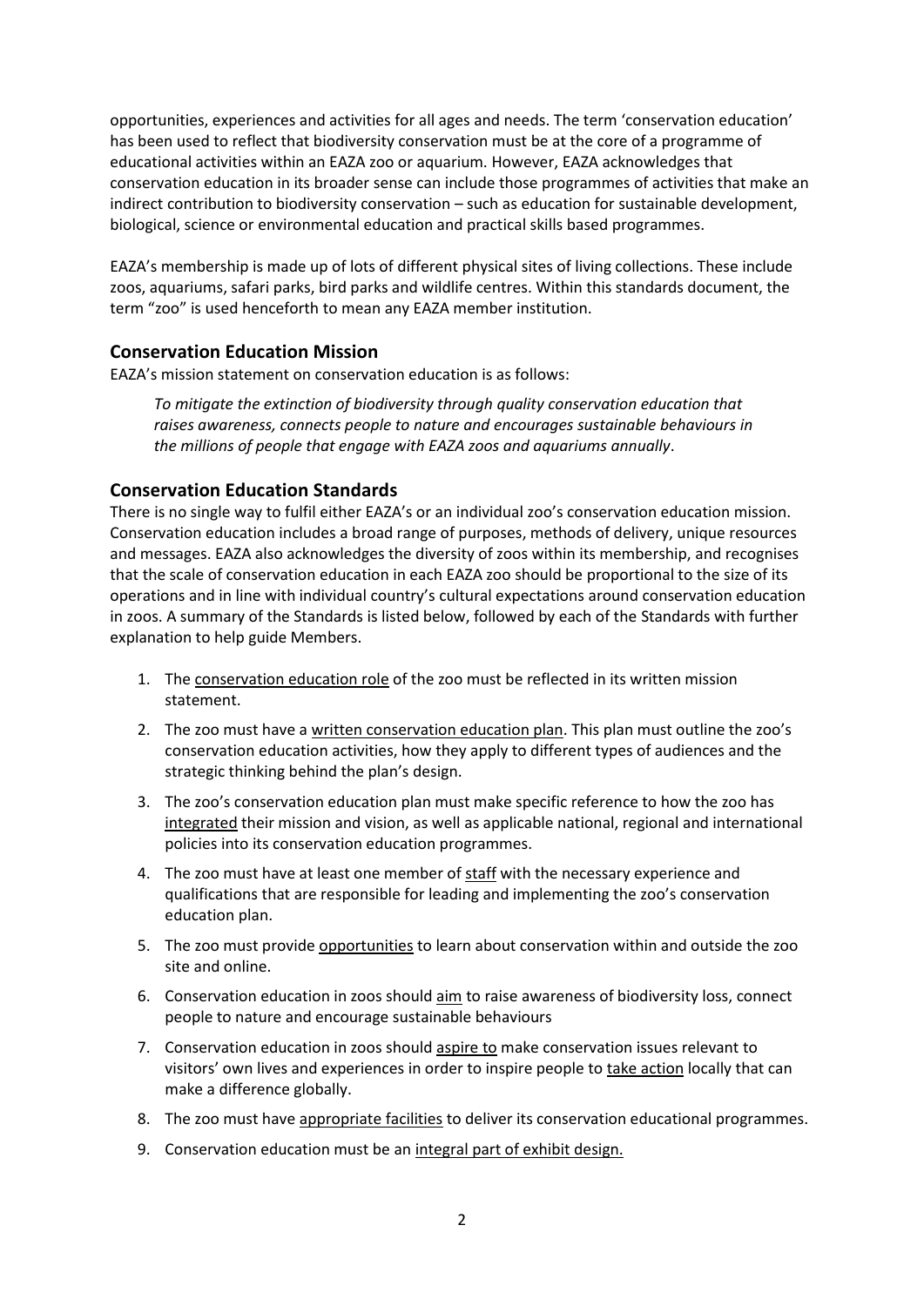opportunities, experiences and activities for all ages and needs. The term 'conservation education' has been used to reflect that biodiversity conservation must be at the core of a programme of educational activities within an EAZA zoo or aquarium. However, EAZA acknowledges that conservation education in its broader sense can include those programmes of activities that make an indirect contribution to biodiversity conservation – such as education for sustainable development, biological, science or environmental education and practical skills based programmes.

EAZA's membership is made up of lots of different physical sites of living collections. These include zoos, aquariums, safari parks, bird parks and wildlife centres. Within this standards document, the term "zoo" is used henceforth to mean any EAZA member institution.

## Conservation Education Mission

EAZA's mission statement on conservation education is as follows:

> *To mitigate the extinction of biodiversity through quality conservation education that raises awareness, connects people to nature and encourages sustainable behaviours in the millions of people that engage with EAZA zoos and aquariums annually*.

## Conservation Education Standards

There is no single way to fulfil either EAZA's or an individual zoo's conservation education mission. Conservation education includes a broad range of purposes, methods of delivery, unique resources and messages. EAZA also acknowledges the diversity of zoos within its membership, and recognises that the scale of conservation education in each EAZA zoo should be proportional to the size of its operations and in line with individual country's cultural expectations around conservation education in zoos. A summary of the Standards is listed below, followed by each of the Standards with further explanation to help guide Members.

1. The conservation education role of the zoo must be reflected in its written mission statement.
2. The zoo must have a written conservation education plan. This plan must outline the zoo's conservation education activities, how they apply to different types of audiences and the strategic thinking behind the plan's design.
3. The zoo's conservation education plan must make specific reference to how the zoo has integrated their mission and vision, as well as applicable national, regional and international policies into its conservation education programmes.
4. The zoo must have at least one member of staff with the necessary experience and qualifications that are responsible for leading and implementing the zoo's conservation education plan.
5. The zoo must provide opportunities to learn about conservation within and outside the zoo site and online.
6. Conservation education in zoos should aim to raise awareness of biodiversity loss, connect people to nature and encourage sustainable behaviours
7. Conservation education in zoos should aspire to make conservation issues relevant to visitors' own lives and experiences in order to inspire people to take action locally that can make a difference globally.
8. The zoo must have appropriate facilities to deliver its conservation educational programmes.
9. Conservation education must be an integral part of exhibit design.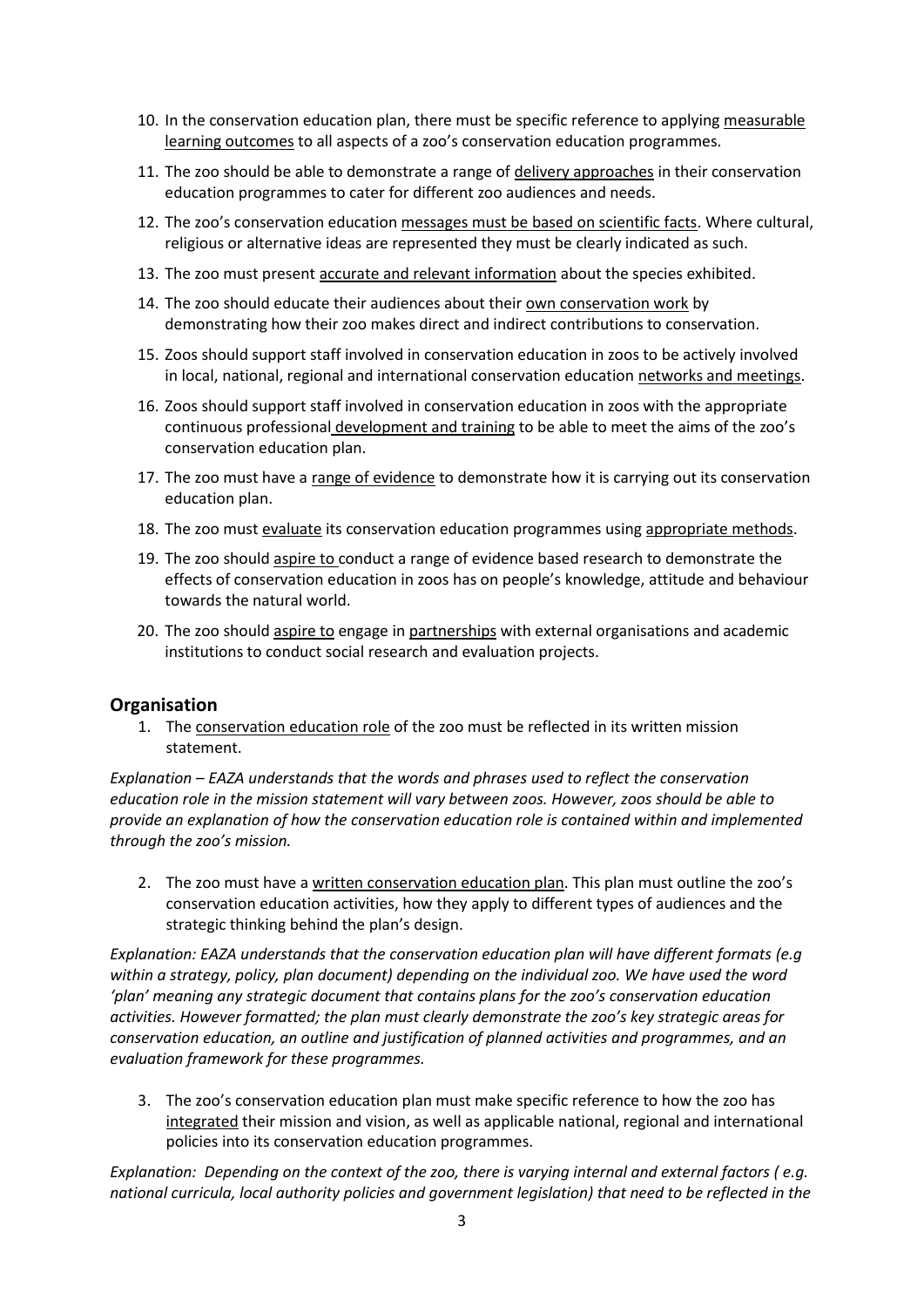10. In the conservation education plan, there must be specific reference to applying measurable learning outcomes to all aspects of a zoo's conservation education programmes.
11. The zoo should be able to demonstrate a range of delivery approaches in their conservation education programmes to cater for different zoo audiences and needs.
12. The zoo's conservation education messages must be based on scientific facts. Where cultural, religious or alternative ideas are represented they must be clearly indicated as such.
13. The zoo must present accurate and relevant information about the species exhibited.
14. The zoo should educate their audiences about their own conservation work by demonstrating how their zoo makes direct and indirect contributions to conservation.
15. Zoos should support staff involved in conservation education in zoos to be actively involved in local, national, regional and international conservation education networks and meetings.
16. Zoos should support staff involved in conservation education in zoos with the appropriate continuous professional development and training to be able to meet the aims of the zoo's conservation education plan.
17. The zoo must have a range of evidence to demonstrate how it is carrying out its conservation education plan.
18. The zoo must evaluate its conservation education programmes using appropriate methods.
19. The zoo should aspire to conduct a range of evidence based research to demonstrate the effects of conservation education in zoos has on people's knowledge, attitude and behaviour towards the natural world.
20. The zoo should aspire to engage in partnerships with external organisations and academic institutions to conduct social research and evaluation projects.

## Organisation

1. The conservation education role of the zoo must be reflected in its written mission statement.

*Explanation – EAZA understands that the words and phrases used to reflect the conservation education role in the mission statement will vary between zoos. However, zoos should be able to provide an explanation of how the conservation education role is contained within and implemented through the zoo's mission.*

2. The zoo must have a written conservation education plan. This plan must outline the zoo's conservation education activities, how they apply to different types of audiences and the strategic thinking behind the plan's design.

*Explanation: EAZA understands that the conservation education plan will have different formats (e.g within a strategy, policy, plan document) depending on the individual zoo. We have used the word 'plan' meaning any strategic document that contains plans for the zoo's conservation education activities. However formatted; the plan must clearly demonstrate the zoo's key strategic areas for conservation education, an outline and justification of planned activities and programmes, and an evaluation framework for these programmes.*

3. The zoo's conservation education plan must make specific reference to how the zoo has integrated their mission and vision, as well as applicable national, regional and international policies into its conservation education programmes.

*Explanation: Depending on the context of the zoo, there is varying internal and external factors ( e.g. national curricula, local authority policies and government legislation) that need to be reflected in the*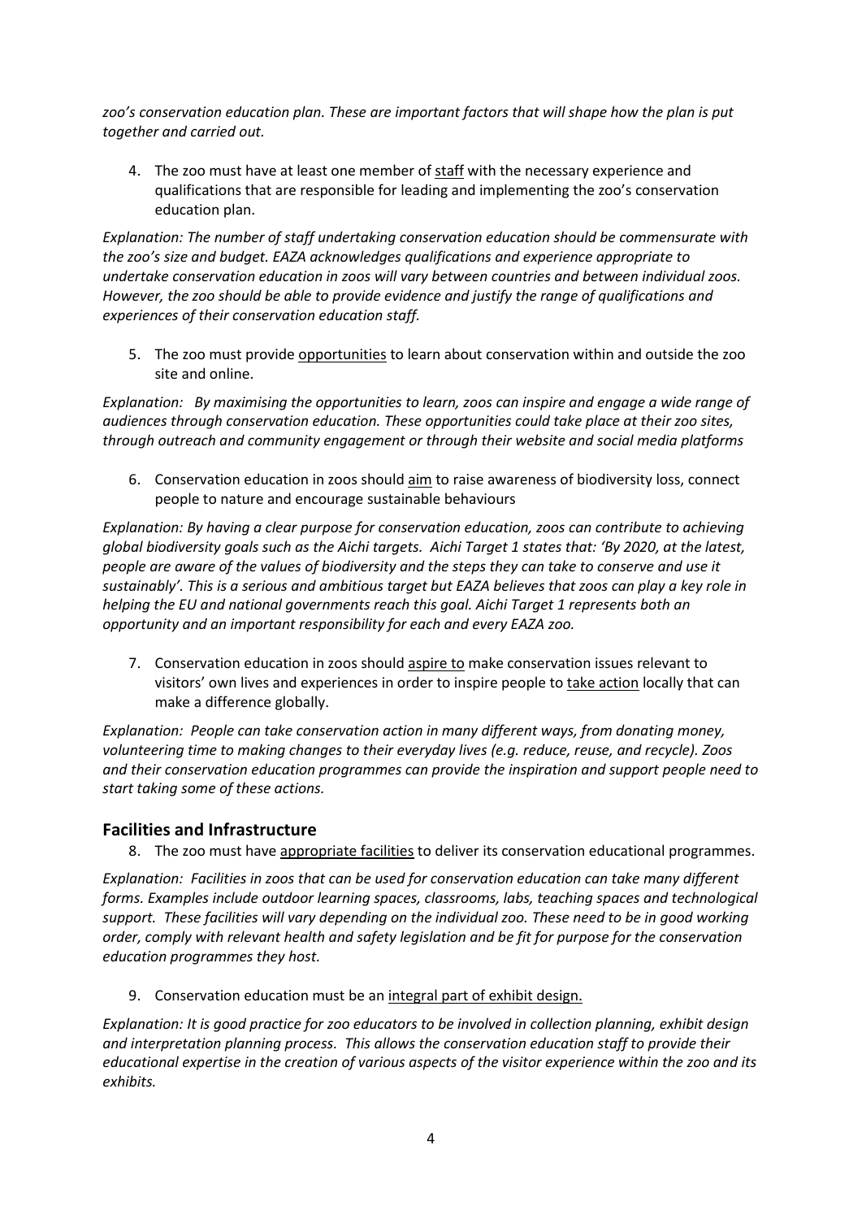*zoo's conservation education plan. These are important factors that will shape how the plan is put together and carried out.*

4. The zoo must have at least one member of <u>staff</u> with the necessary experience and qualifications that are responsible for leading and implementing the zoo's conservation education plan.

*Explanation: The number of staff undertaking conservation education should be commensurate with the zoo's size and budget. EAZA acknowledges qualifications and experience appropriate to undertake conservation education in zoos will vary between countries and between individual zoos. However, the zoo should be able to provide evidence and justify the range of qualifications and experiences of their conservation education staff.*

5. The zoo must provide <u>opportunities</u> to learn about conservation within and outside the zoo site and online.

*Explanation: By maximising the opportunities to learn, zoos can inspire and engage a wide range of audiences through conservation education. These opportunities could take place at their zoo sites, through outreach and community engagement or through their website and social media platforms*

6. Conservation education in zoos should <u>aim</u> to raise awareness of biodiversity loss, connect people to nature and encourage sustainable behaviours

*Explanation: By having a clear purpose for conservation education, zoos can contribute to achieving global biodiversity goals such as the Aichi targets. Aichi Target 1 states that: 'By 2020, at the latest, people are aware of the values of biodiversity and the steps they can take to conserve and use it sustainably'. This is a serious and ambitious target but EAZA believes that zoos can play a key role in helping the EU and national governments reach this goal. Aichi Target 1 represents both an opportunity and an important responsibility for each and every EAZA zoo.*

7. Conservation education in zoos should <u>aspire to</u> make conservation issues relevant to visitors' own lives and experiences in order to inspire people to <u>take action</u> locally that can make a difference globally.

*Explanation: People can take conservation action in many different ways, from donating money, volunteering time to making changes to their everyday lives (e.g. reduce, reuse, and recycle). Zoos and their conservation education programmes can provide the inspiration and support people need to start taking some of these actions.*

## Facilities and Infrastructure

8. The zoo must have <u>appropriate facilities</u> to deliver its conservation educational programmes.

*Explanation: Facilities in zoos that can be used for conservation education can take many different forms. Examples include outdoor learning spaces, classrooms, labs, teaching spaces and technological support. These facilities will vary depending on the individual zoo. These need to be in good working order, comply with relevant health and safety legislation and be fit for purpose for the conservation education programmes they host.*

9. Conservation education must be an <u>integral part of exhibit design.</u>

*Explanation: It is good practice for zoo educators to be involved in collection planning, exhibit design and interpretation planning process. This allows the conservation education staff to provide their educational expertise in the creation of various aspects of the visitor experience within the zoo and its exhibits.*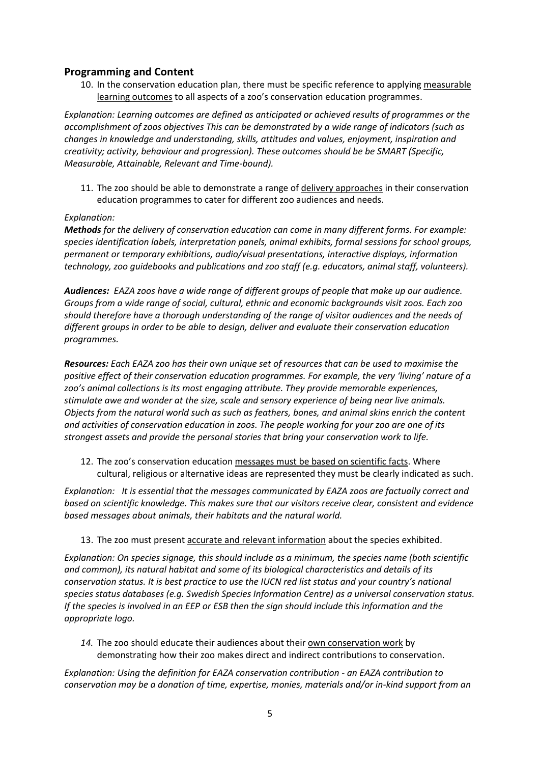## Programming and Content

10. In the conservation education plan, there must be specific reference to applying <u>measurable learning outcomes</u> to all aspects of a zoo's conservation education programmes.

*Explanation: Learning outcomes are defined as anticipated or achieved results of programmes or the accomplishment of zoos objectives This can be demonstrated by a wide range of indicators (such as changes in knowledge and understanding, skills, attitudes and values, enjoyment, inspiration and creativity; activity, behaviour and progression). These outcomes should be be SMART (Specific, Measurable, Attainable, Relevant and Time-bound).*

11. The zoo should be able to demonstrate a range of <u>delivery approaches</u> in their conservation education programmes to cater for different zoo audiences and needs.

*Explanation:*

***Methods** for the delivery of conservation education can come in many different forms. For example: species identification labels, interpretation panels, animal exhibits, formal sessions for school groups, permanent or temporary exhibitions, audio/visual presentations, interactive displays, information technology, zoo guidebooks and publications and zoo staff (e.g. educators, animal staff, volunteers).*

***Audiences:** EAZA zoos have a wide range of different groups of people that make up our audience. Groups from a wide range of social, cultural, ethnic and economic backgrounds visit zoos. Each zoo should therefore have a thorough understanding of the range of visitor audiences and the needs of different groups in order to be able to design, deliver and evaluate their conservation education programmes.*

***Resources:** Each EAZA zoo has their own unique set of resources that can be used to maximise the positive effect of their conservation education programmes. For example, the very 'living' nature of a zoo's animal collections is its most engaging attribute. They provide memorable experiences, stimulate awe and wonder at the size, scale and sensory experience of being near live animals. Objects from the natural world such as such as feathers, bones, and animal skins enrich the content and activities of conservation education in zoos. The people working for your zoo are one of its strongest assets and provide the personal stories that bring your conservation work to life.*

12. The zoo's conservation education <u>messages must be based on scientific facts</u>. Where cultural, religious or alternative ideas are represented they must be clearly indicated as such.

*Explanation: It is essential that the messages communicated by EAZA zoos are factually correct and based on scientific knowledge. This makes sure that our visitors receive clear, consistent and evidence based messages about animals, their habitats and the natural world.*

13. The zoo must present <u>accurate and relevant information</u> about the species exhibited.

*Explanation: On species signage, this should include as a minimum, the species name (both scientific and common), its natural habitat and some of its biological characteristics and details of its conservation status. It is best practice to use the IUCN red list status and your country's national species status databases (e.g. Swedish Species Information Centre) as a universal conservation status. If the species is involved in an EEP or ESB then the sign should include this information and the appropriate logo.*

14. The zoo should educate their audiences about their <u>own conservation work</u> by demonstrating how their zoo makes direct and indirect contributions to conservation.

*Explanation: Using the definition for EAZA conservation contribution - an EAZA contribution to conservation may be a donation of time, expertise, monies, materials and/or in-kind support from an*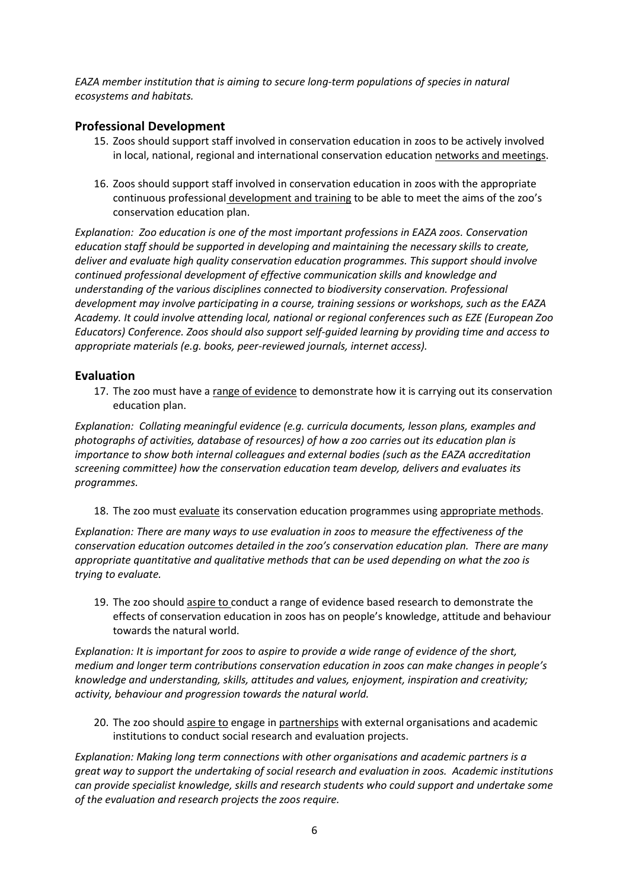*EAZA member institution that is aiming to secure long-term populations of species in natural ecosystems and habitats.*

## Professional Development

15. Zoos should support staff involved in conservation education in zoos to be actively involved in local, national, regional and international conservation education networks and meetings.

16. Zoos should support staff involved in conservation education in zoos with the appropriate continuous professional development and training to be able to meet the aims of the zoo's conservation education plan.

*Explanation: Zoo education is one of the most important professions in EAZA zoos. Conservation education staff should be supported in developing and maintaining the necessary skills to create, deliver and evaluate high quality conservation education programmes. This support should involve continued professional development of effective communication skills and knowledge and understanding of the various disciplines connected to biodiversity conservation. Professional development may involve participating in a course, training sessions or workshops, such as the EAZA Academy. It could involve attending local, national or regional conferences such as EZE (European Zoo Educators) Conference. Zoos should also support self-guided learning by providing time and access to appropriate materials (e.g. books, peer-reviewed journals, internet access).*

## Evaluation

17. The zoo must have a range of evidence to demonstrate how it is carrying out its conservation education plan.

*Explanation: Collating meaningful evidence (e.g. curricula documents, lesson plans, examples and photographs of activities, database of resources) of how a zoo carries out its education plan is importance to show both internal colleagues and external bodies (such as the EAZA accreditation screening committee) how the conservation education team develop, delivers and evaluates its programmes.*

18. The zoo must evaluate its conservation education programmes using appropriate methods.

*Explanation: There are many ways to use evaluation in zoos to measure the effectiveness of the conservation education outcomes detailed in the zoo's conservation education plan. There are many appropriate quantitative and qualitative methods that can be used depending on what the zoo is trying to evaluate.*

19. The zoo should aspire to conduct a range of evidence based research to demonstrate the effects of conservation education in zoos has on people's knowledge, attitude and behaviour towards the natural world.

*Explanation: It is important for zoos to aspire to provide a wide range of evidence of the short, medium and longer term contributions conservation education in zoos can make changes in people's knowledge and understanding, skills, attitudes and values, enjoyment, inspiration and creativity; activity, behaviour and progression towards the natural world.*

20. The zoo should aspire to engage in partnerships with external organisations and academic institutions to conduct social research and evaluation projects.

*Explanation: Making long term connections with other organisations and academic partners is a great way to support the undertaking of social research and evaluation in zoos. Academic institutions can provide specialist knowledge, skills and research students who could support and undertake some of the evaluation and research projects the zoos require.*